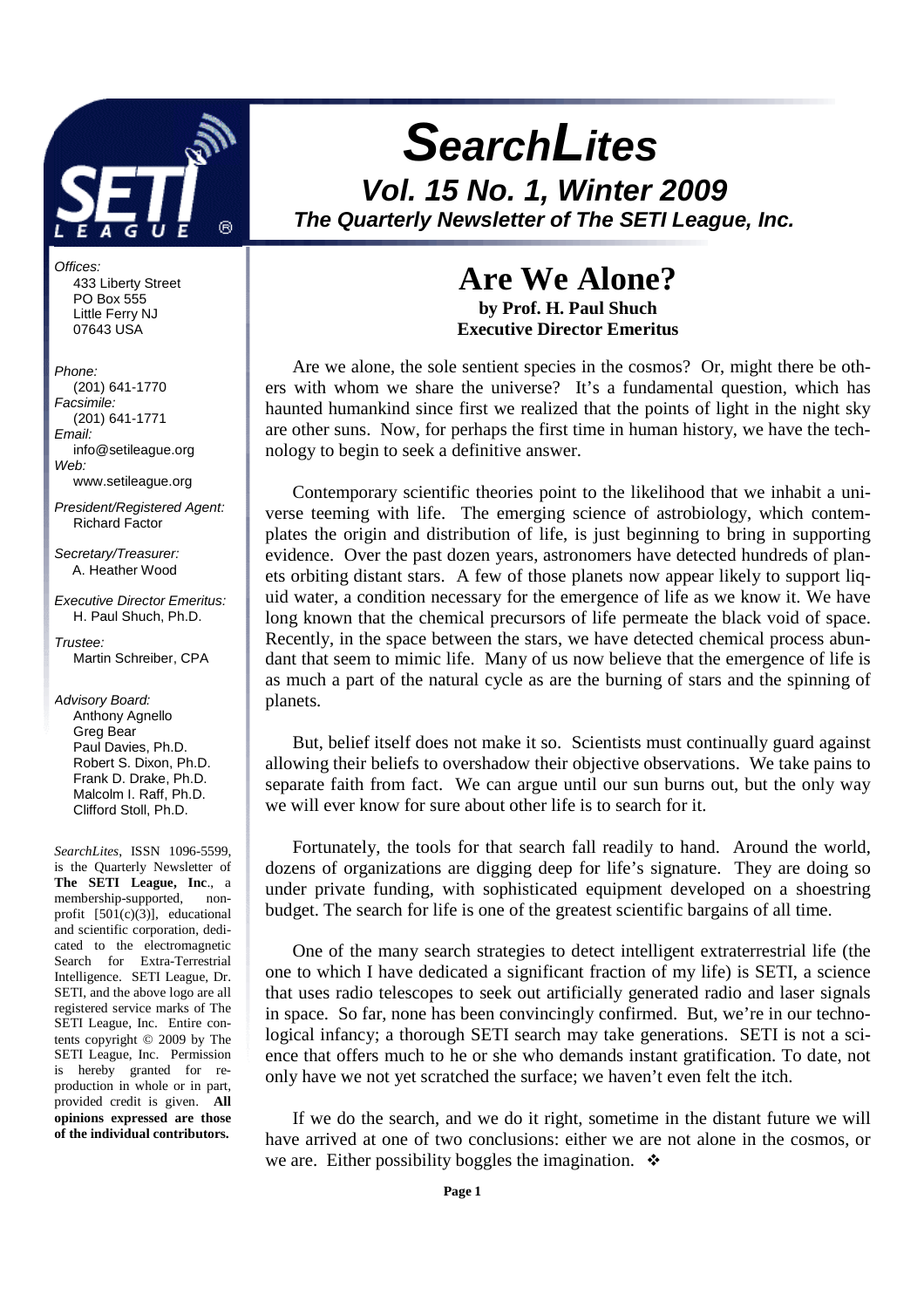# SearchLites

## Vol. 15 No. 1, Winter 2009

### The Quarterly Newsletter of The SETI League, Inc.

*Offices:*
433 Liberty Street
PO Box 555
Little Ferry NJ
07643 USA

*Phone:*
(201) 641-1770
*Facsimile:*
(201) 641-1771
*Email:*
info@setileague.org
*Web:*
www.setileague.org

*President/Registered Agent:*
Richard Factor

*Secretary/Treasurer:*
A. Heather Wood

*Executive Director Emeritus:*
H. Paul Shuch, Ph.D.

*Trustee:*
Martin Schreiber, CPA

*Advisory Board:*
Anthony Agnello
Greg Bear
Paul Davies, Ph.D.
Robert S. Dixon, Ph.D.
Frank D. Drake, Ph.D.
Malcolm I. Raff, Ph.D.
Clifford Stoll, Ph.D.

*SearchLites*, ISSN 1096-5599, is the Quarterly Newsletter of **The SETI League, Inc**., a membership-supported, non-profit [501(c)(3)], educational and scientific corporation, dedicated to the electromagnetic Search for Extra-Terrestrial Intelligence. SETI League, Dr. SETI, and the above logo are all registered service marks of The SETI League, Inc. Entire contents copyright © 2009 by The SETI League, Inc. Permission is hereby granted for reproduction in whole or in part, provided credit is given. **All opinions expressed are those of the individual contributors.**

## Are We Alone?

**by Prof. H. Paul Shuch**
**Executive Director Emeritus**

Are we alone, the sole sentient species in the cosmos? Or, might there be others with whom we share the universe? It's a fundamental question, which has haunted humankind since first we realized that the points of light in the night sky are other suns. Now, for perhaps the first time in human history, we have the technology to begin to seek a definitive answer.

Contemporary scientific theories point to the likelihood that we inhabit a universe teeming with life. The emerging science of astrobiology, which contemplates the origin and distribution of life, is just beginning to bring in supporting evidence. Over the past dozen years, astronomers have detected hundreds of planets orbiting distant stars. A few of those planets now appear likely to support liquid water, a condition necessary for the emergence of life as we know it. We have long known that the chemical precursors of life permeate the black void of space. Recently, in the space between the stars, we have detected chemical process abundant that seem to mimic life. Many of us now believe that the emergence of life is as much a part of the natural cycle as are the burning of stars and the spinning of planets.

But, belief itself does not make it so. Scientists must continually guard against allowing their beliefs to overshadow their objective observations. We take pains to separate faith from fact. We can argue until our sun burns out, but the only way we will ever know for sure about other life is to search for it.

Fortunately, the tools for that search fall readily to hand. Around the world, dozens of organizations are digging deep for life's signature. They are doing so under private funding, with sophisticated equipment developed on a shoestring budget. The search for life is one of the greatest scientific bargains of all time.

One of the many search strategies to detect intelligent extraterrestrial life (the one to which I have dedicated a significant fraction of my life) is SETI, a science that uses radio telescopes to seek out artificially generated radio and laser signals in space. So far, none has been convincingly confirmed. But, we're in our technological infancy; a thorough SETI search may take generations. SETI is not a science that offers much to he or she who demands instant gratification. To date, not only have we not yet scratched the surface; we haven't even felt the itch.

If we do the search, and we do it right, sometime in the distant future we will have arrived at one of two conclusions: either we are not alone in the cosmos, or we are. Either possibility boggles the imagination. ❖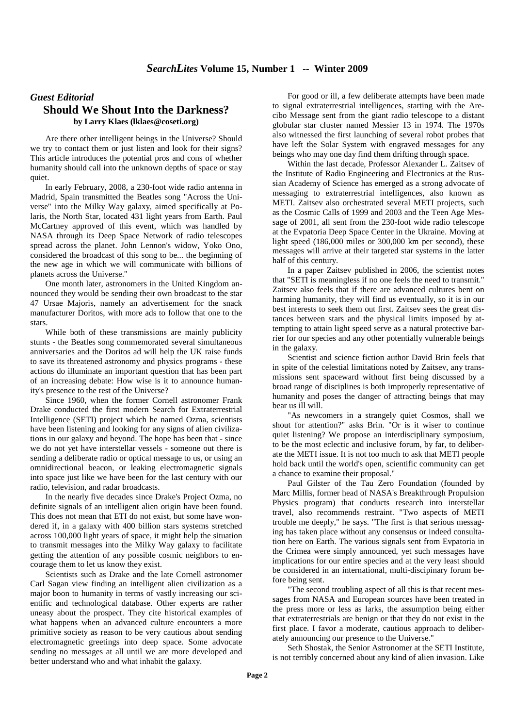## *Guest Editorial*

# Should We Shout Into the Darkness?

**by Larry Klaes (lklaes@coseti.org)**

Are there other intelligent beings in the Universe? Should we try to contact them or just listen and look for their signs? This article introduces the potential pros and cons of whether humanity should call into the unknown depths of space or stay quiet.

In early February, 2008, a 230-foot wide radio antenna in Madrid, Spain transmitted the Beatles song "Across the Universe" into the Milky Way galaxy, aimed specifically at Polaris, the North Star, located 431 light years from Earth. Paul McCartney approved of this event, which was handled by NASA through its Deep Space Network of radio telescopes spread across the planet. John Lennon's widow, Yoko Ono, considered the broadcast of this song to be... the beginning of the new age in which we will communicate with billions of planets across the Universe."

One month later, astronomers in the United Kingdom announced they would be sending their own broadcast to the star 47 Ursae Majoris, namely an advertisement for the snack manufacturer Doritos, with more ads to follow that one to the stars.

While both of these transmissions are mainly publicity stunts - the Beatles song commemorated several simultaneous anniversaries and the Doritos ad will help the UK raise funds to save its threatened astronomy and physics programs - these actions do illuminate an important question that has been part of an increasing debate: How wise is it to announce humanity's presence to the rest of the Universe?

Since 1960, when the former Cornell astronomer Frank Drake conducted the first modern Search for Extraterrestrial Intelligence (SETI) project which he named Ozma, scientists have been listening and looking for any signs of alien civilizations in our galaxy and beyond. The hope has been that - since we do not yet have interstellar vessels - someone out there is sending a deliberate radio or optical message to us, or using an omnidirectional beacon, or leaking electromagnetic signals into space just like we have been for the last century with our radio, television, and radar broadcasts.

In the nearly five decades since Drake's Project Ozma, no definite signals of an intelligent alien origin have been found. This does not mean that ETI do not exist, but some have wondered if, in a galaxy with 400 billion stars systems stretched across 100,000 light years of space, it might help the situation to transmit messages into the Milky Way galaxy to facilitate getting the attention of any possible cosmic neighbors to encourage them to let us know they exist.

Scientists such as Drake and the late Cornell astronomer Carl Sagan view finding an intelligent alien civilization as a major boon to humanity in terms of vastly increasing our scientific and technological database. Other experts are rather uneasy about the prospect. They cite historical examples of what happens when an advanced culture encounters a more primitive society as reason to be very cautious about sending electromagnetic greetings into deep space. Some advocate sending no messages at all until we are more developed and better understand who and what inhabit the galaxy.

For good or ill, a few deliberate attempts have been made to signal extraterrestrial intelligences, starting with the Arecibo Message sent from the giant radio telescope to a distant globular star cluster named Messier 13 in 1974. The 1970s also witnessed the first launching of several robot probes that have left the Solar System with engraved messages for any beings who may one day find them drifting through space.

Within the last decade, Professor Alexander L. Zaitsev of the Institute of Radio Engineering and Electronics at the Russian Academy of Science has emerged as a strong advocate of messaging to extraterrestrial intelligences, also known as METI. Zaitsev also orchestrated several METI projects, such as the Cosmic Calls of 1999 and 2003 and the Teen Age Message of 2001, all sent from the 230-foot wide radio telescope at the Evpatoria Deep Space Center in the Ukraine. Moving at light speed (186,000 miles or 300,000 km per second), these messages will arrive at their targeted star systems in the latter half of this century.

In a paper Zaitsev published in 2006, the scientist notes that "SETI is meaningless if no one feels the need to transmit." Zaitsev also feels that if there are advanced cultures bent on harming humanity, they will find us eventually, so it is in our best interests to seek them out first. Zaitsev sees the great distances between stars and the physical limits imposed by attempting to attain light speed serve as a natural protective barrier for our species and any other potentially vulnerable beings in the galaxy.

Scientist and science fiction author David Brin feels that in spite of the celestial limitations noted by Zaitsev, any transmissions sent spaceward without first being discussed by a broad range of disciplines is both improperly representative of humanity and poses the danger of attracting beings that may bear us ill will.

"As newcomers in a strangely quiet Cosmos, shall we shout for attention?" asks Brin. "Or is it wiser to continue quiet listening? We propose an interdisciplinary symposium, to be the most eclectic and inclusive forum, by far, to deliberate the METI issue. It is not too much to ask that METI people hold back until the world's open, scientific community can get a chance to examine their proposal."

Paul Gilster of the Tau Zero Foundation (founded by Marc Millis, former head of NASA's Breakthrough Propulsion Physics program) that conducts research into interstellar travel, also recommends restraint. "Two aspects of METI trouble me deeply," he says. "The first is that serious messaging has taken place without any consensus or indeed consultation here on Earth. The various signals sent from Evpatoria in the Crimea were simply announced, yet such messages have implications for our entire species and at the very least should be considered in an international, multi-discipinary forum before being sent.

"The second troubling aspect of all this is that recent messages from NASA and European sources have been treated in the press more or less as larks, the assumption being either that extraterrestrials are benign or that they do not exist in the first place. I favor a moderate, cautious approach to deliberately announcing our presence to the Universe."

Seth Shostak, the Senior Astronomer at the SETI Institute, is not terribly concerned about any kind of alien invasion. Like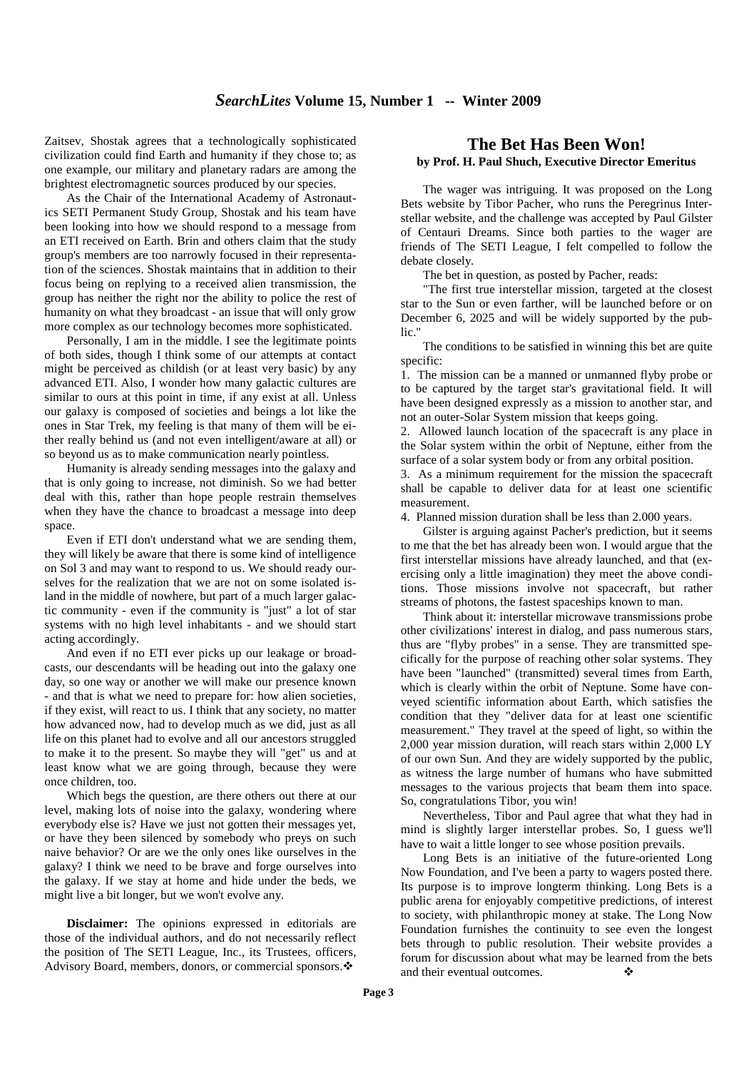Zaitsev, Shostak agrees that a technologically sophisticated civilization could find Earth and humanity if they chose to; as one example, our military and planetary radars are among the brightest electromagnetic sources produced by our species.

As the Chair of the International Academy of Astronautics SETI Permanent Study Group, Shostak and his team have been looking into how we should respond to a message from an ETI received on Earth. Brin and others claim that the study group's members are too narrowly focused in their representation of the sciences. Shostak maintains that in addition to their focus being on replying to a received alien transmission, the group has neither the right nor the ability to police the rest of humanity on what they broadcast - an issue that will only grow more complex as our technology becomes more sophisticated.

Personally, I am in the middle. I see the legitimate points of both sides, though I think some of our attempts at contact might be perceived as childish (or at least very basic) by any advanced ETI. Also, I wonder how many galactic cultures are similar to ours at this point in time, if any exist at all. Unless our galaxy is composed of societies and beings a lot like the ones in Star Trek, my feeling is that many of them will be either really behind us (and not even intelligent/aware at all) or so beyond us as to make communication nearly pointless.

Humanity is already sending messages into the galaxy and that is only going to increase, not diminish. So we had better deal with this, rather than hope people restrain themselves when they have the chance to broadcast a message into deep space.

Even if ETI don't understand what we are sending them, they will likely be aware that there is some kind of intelligence on Sol 3 and may want to respond to us. We should ready ourselves for the realization that we are not on some isolated island in the middle of nowhere, but part of a much larger galactic community - even if the community is "just" a lot of star systems with no high level inhabitants - and we should start acting accordingly.

And even if no ETI ever picks up our leakage or broadcasts, our descendants will be heading out into the galaxy one day, so one way or another we will make our presence known - and that is what we need to prepare for: how alien societies, if they exist, will react to us. I think that any society, no matter how advanced now, had to develop much as we did, just as all life on this planet had to evolve and all our ancestors struggled to make it to the present. So maybe they will "get" us and at least know what we are going through, because they were once children, too.

Which begs the question, are there others out there at our level, making lots of noise into the galaxy, wondering where everybody else is? Have we just not gotten their messages yet, or have they been silenced by somebody who preys on such naive behavior? Or are we the only ones like ourselves in the galaxy? I think we need to be brave and forge ourselves into the galaxy. If we stay at home and hide under the beds, we might live a bit longer, but we won't evolve any.

**Disclaimer:** The opinions expressed in editorials are those of the individual authors, and do not necessarily reflect the position of The SETI League, Inc., its Trustees, officers, Advisory Board, members, donors, or commercial sponsors. ❖

## The Bet Has Been Won!

**by Prof. H. Paul Shuch, Executive Director Emeritus**

The wager was intriguing. It was proposed on the Long Bets website by Tibor Pacher, who runs the Peregrinus Interstellar website, and the challenge was accepted by Paul Gilster of Centauri Dreams. Since both parties to the wager are friends of The SETI League, I felt compelled to follow the debate closely.

The bet in question, as posted by Pacher, reads:

"The first true interstellar mission, targeted at the closest star to the Sun or even farther, will be launched before or on December 6, 2025 and will be widely supported by the public."

The conditions to be satisfied in winning this bet are quite specific:

1. The mission can be a manned or unmanned flyby probe or to be captured by the target star's gravitational field. It will have been designed expressly as a mission to another star, and not an outer-Solar System mission that keeps going.
2. Allowed launch location of the spacecraft is any place in the Solar system within the orbit of Neptune, either from the surface of a solar system body or from any orbital position.
3. As a minimum requirement for the mission the spacecraft shall be capable to deliver data for at least one scientific measurement.
4. Planned mission duration shall be less than 2.000 years.

Gilster is arguing against Pacher's prediction, but it seems to me that the bet has already been won. I would argue that the first interstellar missions have already launched, and that (exercising only a little imagination) they meet the above conditions. Those missions involve not spacecraft, but rather streams of photons, the fastest spaceships known to man.

Think about it: interstellar microwave transmissions probe other civilizations' interest in dialog, and pass numerous stars, thus are "flyby probes" in a sense. They are transmitted specifically for the purpose of reaching other solar systems. They have been "launched" (transmitted) several times from Earth, which is clearly within the orbit of Neptune. Some have conveyed scientific information about Earth, which satisfies the condition that they "deliver data for at least one scientific measurement." They travel at the speed of light, so within the 2,000 year mission duration, will reach stars within 2,000 LY of our own Sun. And they are widely supported by the public, as witness the large number of humans who have submitted messages to the various projects that beam them into space. So, congratulations Tibor, you win!

Nevertheless, Tibor and Paul agree that what they had in mind is slightly larger interstellar probes. So, I guess we'll have to wait a little longer to see whose position prevails.

Long Bets is an initiative of the future-oriented Long Now Foundation, and I've been a party to wagers posted there. Its purpose is to improve longterm thinking. Long Bets is a public arena for enjoyably competitive predictions, of interest to society, with philanthropic money at stake. The Long Now Foundation furnishes the continuity to see even the longest bets through to public resolution. Their website provides a forum for discussion about what may be learned from the bets and their eventual outcomes. ❖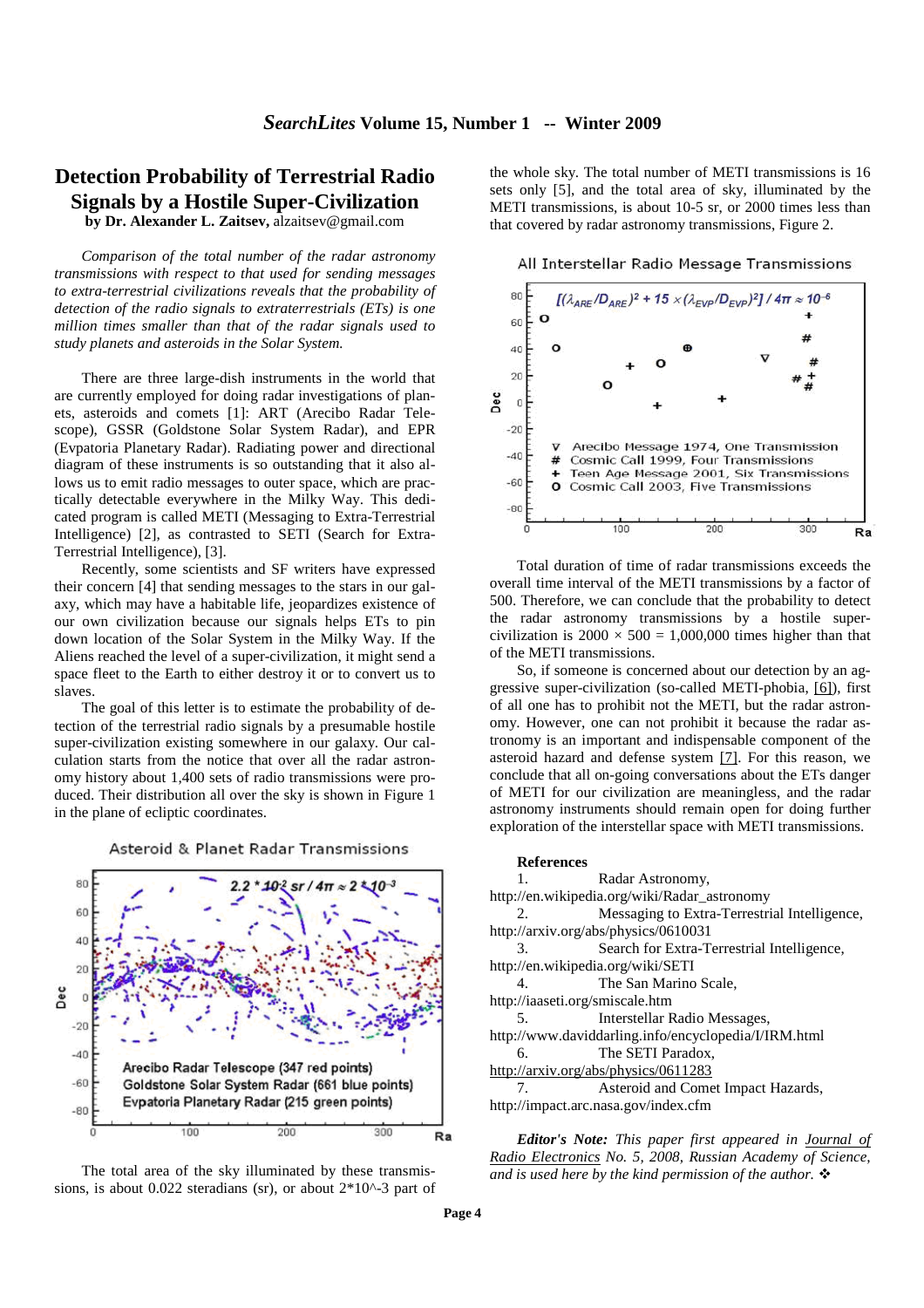# Detection Probability of Terrestrial Radio Signals by a Hostile Super-Civilization

**by Dr. Alexander L. Zaitsev,** alzaitsev@gmail.com

*Comparison of the total number of the radar astronomy transmissions with respect to that used for sending messages to extra-terrestrial civilizations reveals that the probability of detection of the radio signals to extraterrestrials (ETs) is one million times smaller than that of the radar signals used to study planets and asteroids in the Solar System.*

There are three large-dish instruments in the world that are currently employed for doing radar investigations of planets, asteroids and comets [1]: ART (Arecibo Radar Telescope), GSSR (Goldstone Solar System Radar), and EPR (Evpatoria Planetary Radar). Radiating power and directional diagram of these instruments is so outstanding that it also allows us to emit radio messages to outer space, which are practically detectable everywhere in the Milky Way. This dedicated program is called METI (Messaging to Extra-Terrestrial Intelligence) [2], as contrasted to SETI (Search for Extra-Terrestrial Intelligence), [3].

Recently, some scientists and SF writers have expressed their concern [4] that sending messages to the stars in our galaxy, which may have a habitable life, jeopardizes existence of our own civilization because our signals helps ETs to pin down location of the Solar System in the Milky Way. If the Aliens reached the level of a super-civilization, it might send a space fleet to the Earth to either destroy it or to convert us to slaves.

The goal of this letter is to estimate the probability of detection of the terrestrial radio signals by a presumable hostile super-civilization existing somewhere in our galaxy. Our calculation starts from the notice that over all the radar astronomy history about 1,400 sets of radio transmissions were produced. Their distribution all over the sky is shown in Figure 1 in the plane of ecliptic coordinates.

Asteroid & Planet Radar Transmissions

$2.2 * 10^{-2}\ sr / 4\pi \approx 2 * 10^{-3}$

Arecibo Radar Telescope (347 red points)
Goldstone Solar System Radar (661 blue points)
Evpatoria Planetary Radar (215 green points)

The total area of the sky illuminated by these transmissions, is about 0.022 steradians (sr), or about 2*10^-3 part of the whole sky. The total number of METI transmissions is 16 sets only [5], and the total area of sky, illuminated by the METI transmissions, is about 10-5 sr, or 2000 times less than that covered by radar astronomy transmissions, Figure 2.

All Interstellar Radio Message Transmissions

$[(\lambda_{ARE}/D_{ARE})^2 + 15 \times (\lambda_{EVP}/D_{EVP})^2] / 4\pi \approx 10^{-6}$

V Arecibo Message 1974, One Transmission
# Cosmic Call 1999, Four Transmissions
+ Teen Age Message 2001, Six Transmissions
O Cosmic Call 2003, Five Transmissions

Total duration of time of radar transmissions exceeds the overall time interval of the METI transmissions by a factor of 500. Therefore, we can conclude that the probability to detect the radar astronomy transmissions by a hostile super-civilization is 2000 × 500 = 1,000,000 times higher than that of the METI transmissions.

So, if someone is concerned about our detection by an aggressive super-civilization (so-called METI-phobia, [6]), first of all one has to prohibit not the METI, but the radar astronomy. However, one can not prohibit it because the radar astronomy is an important and indispensable component of the asteroid hazard and defense system [7]. For this reason, we conclude that all on-going conversations about the ETs danger of METI for our civilization are meaningless, and the radar astronomy instruments should remain open for doing further exploration of the interstellar space with METI transmissions.

**References**

1. Radar Astronomy, http://en.wikipedia.org/wiki/Radar_astronomy
2. Messaging to Extra-Terrestrial Intelligence, http://arxiv.org/abs/physics/0610031
3. Search for Extra-Terrestrial Intelligence, http://en.wikipedia.org/wiki/SETI
4. The San Marino Scale, http://iaaseti.org/smiscale.htm
5. Interstellar Radio Messages, http://www.daviddarling.info/encyclopedia/I/IRM.html
6. The SETI Paradox, http://arxiv.org/abs/physics/0611283
7. Asteroid and Comet Impact Hazards, http://impact.arc.nasa.gov/index.cfm

***Editor's Note:*** *This paper first appeared in Journal of Radio Electronics No. 5, 2008, Russian Academy of Science, and is used here by the kind permission of the author.* ❖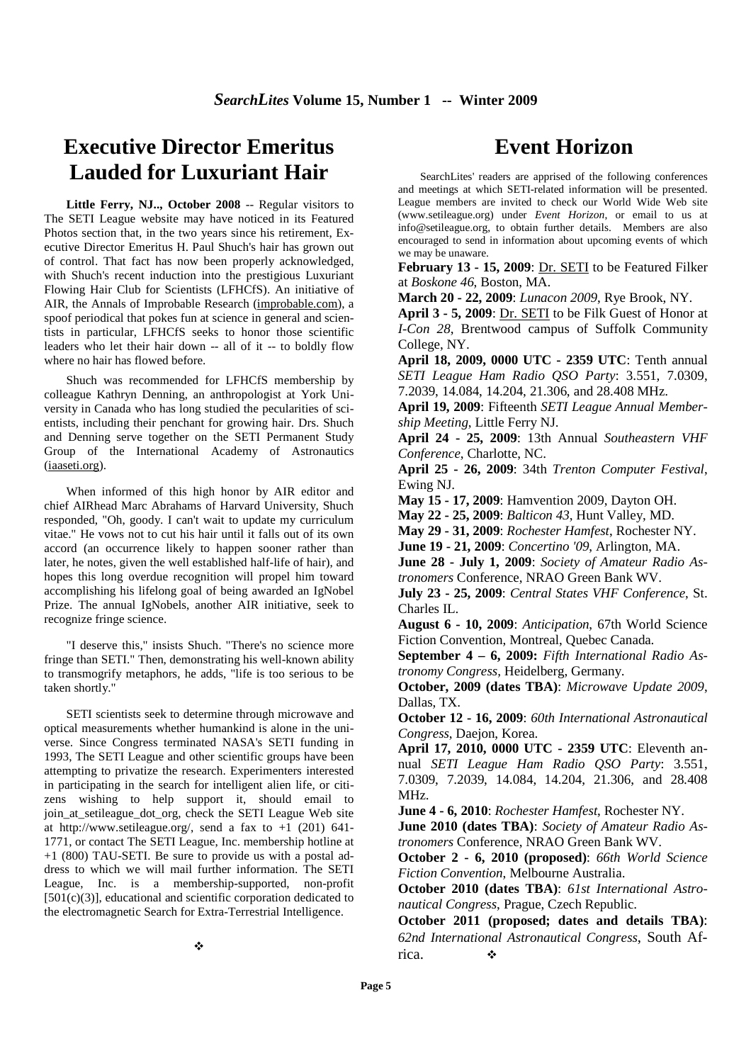# Executive Director Emeritus Lauded for Luxuriant Hair

**Little Ferry, NJ.., October 2008** -- Regular visitors to The SETI League website may have noticed in its Featured Photos section that, in the two years since his retirement, Executive Director Emeritus H. Paul Shuch's hair has grown out of control. That fact has now been properly acknowledged, with Shuch's recent induction into the prestigious Luxuriant Flowing Hair Club for Scientists (LFHCfS). An initiative of AIR, the Annals of Improbable Research (improbable.com), a spoof periodical that pokes fun at science in general and scientists in particular, LFHCfS seeks to honor those scientific leaders who let their hair down -- all of it -- to boldly flow where no hair has flowed before.

Shuch was recommended for LFHCfS membership by colleague Kathryn Denning, an anthropologist at York University in Canada who has long studied the pecularities of scientists, including their penchant for growing hair. Drs. Shuch and Denning serve together on the SETI Permanent Study Group of the International Academy of Astronautics (iaaseti.org).

When informed of this high honor by AIR editor and chief AIRhead Marc Abrahams of Harvard University, Shuch responded, "Oh, goody. I can't wait to update my curriculum vitae." He vows not to cut his hair until it falls out of its own accord (an occurrence likely to happen sooner rather than later, he notes, given the well established half-life of hair), and hopes this long overdue recognition will propel him toward accomplishing his lifelong goal of being awarded an IgNobel Prize. The annual IgNobels, another AIR initiative, seek to recognize fringe science.

"I deserve this," insists Shuch. "There's no science more fringe than SETI." Then, demonstrating his well-known ability to transmogrify metaphors, he adds, "life is too serious to be taken shortly."

SETI scientists seek to determine through microwave and optical measurements whether humankind is alone in the universe. Since Congress terminated NASA's SETI funding in 1993, The SETI League and other scientific groups have been attempting to privatize the research. Experimenters interested in participating in the search for intelligent alien life, or citizens wishing to help support it, should email to join_at_setileague_dot_org, check the SETI League Web site at http://www.setileague.org/, send a fax to +1 (201) 641-1771, or contact The SETI League, Inc. membership hotline at +1 (800) TAU-SETI. Be sure to provide us with a postal address to which we will mail further information. The SETI League, Inc. is a membership-supported, non-profit [501(c)(3)], educational and scientific corporation dedicated to the electromagnetic Search for Extra-Terrestrial Intelligence.

❖

# Event Horizon

SearchLites' readers are apprised of the following conferences and meetings at which SETI-related information will be presented. League members are invited to check our World Wide Web site (www.setileague.org) under *Event Horizon*, or email to us at info@setileague.org, to obtain further details. Members are also encouraged to send in information about upcoming events of which we may be unaware.

**February 13 - 15, 2009**: Dr. SETI to be Featured Filker at *Boskone 46*, Boston, MA.

**March 20 - 22, 2009**: *Lunacon 2009*, Rye Brook, NY.

**April 3 - 5, 2009**: Dr. SETI to be Filk Guest of Honor at *I-Con 28*, Brentwood campus of Suffolk Community College, NY.

**April 18, 2009, 0000 UTC - 2359 UTC**: Tenth annual *SETI League Ham Radio QSO Party*: 3.551, 7.0309, 7.2039, 14.084, 14.204, 21.306, and 28.408 MHz.

**April 19, 2009**: Fifteenth *SETI League Annual Membership Meeting*, Little Ferry NJ.

**April 24 - 25, 2009**: 13th Annual *Southeastern VHF Conference*, Charlotte, NC.

**April 25 - 26, 2009**: 34th *Trenton Computer Festival*, Ewing NJ.

**May 15 - 17, 2009**: Hamvention 2009, Dayton OH.

**May 22 - 25, 2009**: *Balticon 43*, Hunt Valley, MD.

**May 29 - 31, 2009**: *Rochester Hamfest*, Rochester NY.

**June 19 - 21, 2009**: *Concertino '09*, Arlington, MA.

**June 28 - July 1, 2009**: *Society of Amateur Radio Astronomers* Conference, NRAO Green Bank WV.

**July 23 - 25, 2009**: *Central States VHF Conference*, St. Charles IL.

**August 6 - 10, 2009**: *Anticipation*, 67th World Science Fiction Convention, Montreal, Quebec Canada.

**September 4 – 6, 2009:** *Fifth International Radio Astronomy Congress*, Heidelberg, Germany.

**October, 2009 (dates TBA)**: *Microwave Update 2009*, Dallas, TX.

**October 12 - 16, 2009**: *60th International Astronautical Congress*, Daejon, Korea.

**April 17, 2010, 0000 UTC - 2359 UTC**: Eleventh annual *SETI League Ham Radio QSO Party*: 3.551, 7.0309, 7.2039, 14.084, 14.204, 21.306, and 28.408 MHz.

**June 4 - 6, 2010**: *Rochester Hamfest*, Rochester NY.

**June 2010 (dates TBA)**: *Society of Amateur Radio Astronomers* Conference, NRAO Green Bank WV.

**October 2 - 6, 2010 (proposed)**: *66th World Science Fiction Convention*, Melbourne Australia.

**October 2010 (dates TBA)**: *61st International Astronautical Congress*, Prague, Czech Republic.

**October 2011 (proposed; dates and details TBA)**: *62nd International Astronautical Congress*, South Africa. ❖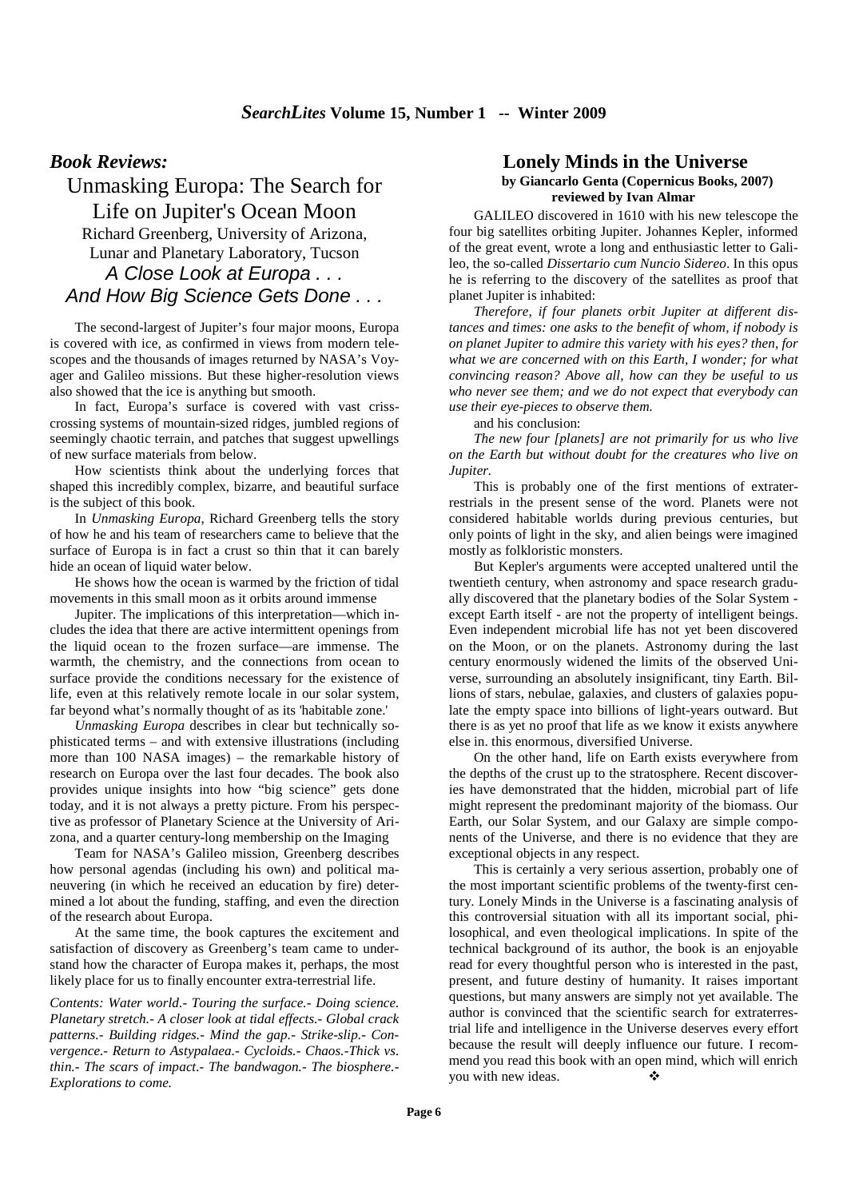## *Book Reviews:*

# Unmasking Europa: The Search for Life on Jupiter's Ocean Moon

Richard Greenberg, University of Arizona, Lunar and Planetary Laboratory, Tucson

### *A Close Look at Europa . . . And How Big Science Gets Done . . .*

The second-largest of Jupiter's four major moons, Europa is covered with ice, as confirmed in views from modern telescopes and the thousands of images returned by NASA's Voyager and Galileo missions. But these higher-resolution views also showed that the ice is anything but smooth.

In fact, Europa's surface is covered with vast crisscrossing systems of mountain-sized ridges, jumbled regions of seemingly chaotic terrain, and patches that suggest upwellings of new surface materials from below.

How scientists think about the underlying forces that shaped this incredibly complex, bizarre, and beautiful surface is the subject of this book.

In *Unmasking Europa*, Richard Greenberg tells the story of how he and his team of researchers came to believe that the surface of Europa is in fact a crust so thin that it can barely hide an ocean of liquid water below.

He shows how the ocean is warmed by the friction of tidal movements in this small moon as it orbits around immense Jupiter. The implications of this interpretation—which includes the idea that there are active intermittent openings from the liquid ocean to the frozen surface—are immense. The warmth, the chemistry, and the connections from ocean to surface provide the conditions necessary for the existence of life, even at this relatively remote locale in our solar system, far beyond what's normally thought of as its 'habitable zone.'

*Unmasking Europa* describes in clear but technically sophisticated terms – and with extensive illustrations (including more than 100 NASA images) – the remarkable history of research on Europa over the last four decades. The book also provides unique insights into how "big science" gets done today, and it is not always a pretty picture. From his perspective as professor of Planetary Science at the University of Arizona, and a quarter century-long membership on the Imaging Team for NASA's Galileo mission, Greenberg describes how personal agendas (including his own) and political maneuvering (in which he received an education by fire) determined a lot about the funding, staffing, and even the direction of the research about Europa.

At the same time, the book captures the excitement and satisfaction of discovery as Greenberg's team came to understand how the character of Europa makes it, perhaps, the most likely place for us to finally encounter extra-terrestrial life.

*Contents: Water world.- Touring the surface.- Doing science. Planetary stretch.- A closer look at tidal effects.- Global crack patterns.- Building ridges.- Mind the gap.- Strike-slip.- Convergence.- Return to Astypalaea.- Cycloids.- Chaos.-Thick vs. thin.- The scars of impact.- The bandwagon.- The biosphere.- Explorations to come.*

## Lonely Minds in the Universe

**by Giancarlo Genta (Copernicus Books, 2007)**
**reviewed by Ivan Almar**

GALILEO discovered in 1610 with his new telescope the four big satellites orbiting Jupiter. Johannes Kepler, informed of the great event, wrote a long and enthusiastic letter to Galileo, the so-called *Dissertario cum Nuncio Sidereo*. In this opus he is referring to the discovery of the satellites as proof that planet Jupiter is inhabited:

*Therefore, if four planets orbit Jupiter at different distances and times: one asks to the benefit of whom, if nobody is on planet Jupiter to admire this variety with his eyes? then, for what we are concerned with on this Earth, I wonder; for what convincing reason? Above all, how can they be useful to us who never see them; and we do not expect that everybody can use their eye-pieces to observe them.*

and his conclusion:

*The new four [planets] are not primarily for us who live on the Earth but without doubt for the creatures who live on Jupiter.*

This is probably one of the first mentions of extraterrestrials in the present sense of the word. Planets were not considered habitable worlds during previous centuries, but only points of light in the sky, and alien beings were imagined mostly as folkloristic monsters.

But Kepler's arguments were accepted unaltered until the twentieth century, when astronomy and space research gradually discovered that the planetary bodies of the Solar System - except Earth itself - are not the property of intelligent beings. Even independent microbial life has not yet been discovered on the Moon, or on the planets. Astronomy during the last century enormously widened the limits of the observed Universe, surrounding an absolutely insignificant, tiny Earth. Billions of stars, nebulae, galaxies, and clusters of galaxies populate the empty space into billions of light-years outward. But there is as yet no proof that life as we know it exists anywhere else in. this enormous, diversified Universe.

On the other hand, life on Earth exists everywhere from the depths of the crust up to the stratosphere. Recent discoveries have demonstrated that the hidden, microbial part of life might represent the predominant majority of the biomass. Our Earth, our Solar System, and our Galaxy are simple components of the Universe, and there is no evidence that they are exceptional objects in any respect.

This is certainly a very serious assertion, probably one of the most important scientific problems of the twenty-first century. Lonely Minds in the Universe is a fascinating analysis of this controversial situation with all its important social, philosophical, and even theological implications. In spite of the technical background of its author, the book is an enjoyable read for every thoughtful person who is interested in the past, present, and future destiny of humanity. It raises important questions, but many answers are simply not yet available. The author is convinced that the scientific search for extraterrestrial life and intelligence in the Universe deserves every effort because the result will deeply influence our future. I recommend you read this book with an open mind, which will enrich you with new ideas. ❖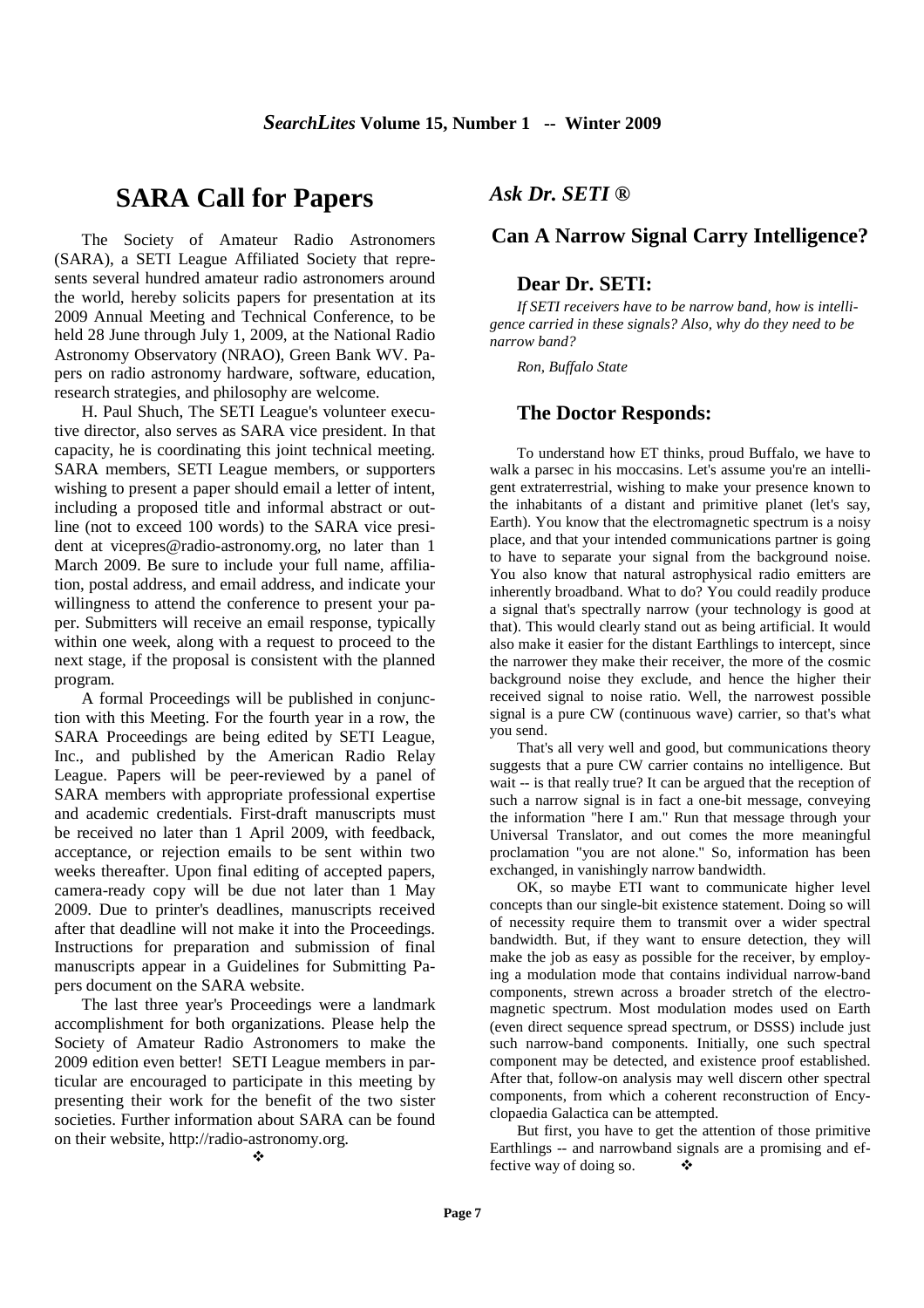# SARA Call for Papers

The Society of Amateur Radio Astronomers (SARA), a SETI League Affiliated Society that represents several hundred amateur radio astronomers around the world, hereby solicits papers for presentation at its 2009 Annual Meeting and Technical Conference, to be held 28 June through July 1, 2009, at the National Radio Astronomy Observatory (NRAO), Green Bank WV. Papers on radio astronomy hardware, software, education, research strategies, and philosophy are welcome.

H. Paul Shuch, The SETI League's volunteer executive director, also serves as SARA vice president. In that capacity, he is coordinating this joint technical meeting. SARA members, SETI League members, or supporters wishing to present a paper should email a letter of intent, including a proposed title and informal abstract or outline (not to exceed 100 words) to the SARA vice president at vicepres@radio-astronomy.org, no later than 1 March 2009. Be sure to include your full name, affiliation, postal address, and email address, and indicate your willingness to attend the conference to present your paper. Submitters will receive an email response, typically within one week, along with a request to proceed to the next stage, if the proposal is consistent with the planned program.

A formal Proceedings will be published in conjunction with this Meeting. For the fourth year in a row, the SARA Proceedings are being edited by SETI League, Inc., and published by the American Radio Relay League. Papers will be peer-reviewed by a panel of SARA members with appropriate professional expertise and academic credentials. First-draft manuscripts must be received no later than 1 April 2009, with feedback, acceptance, or rejection emails to be sent within two weeks thereafter. Upon final editing of accepted papers, camera-ready copy will be due not later than 1 May 2009. Due to printer's deadlines, manuscripts received after that deadline will not make it into the Proceedings. Instructions for preparation and submission of final manuscripts appear in a Guidelines for Submitting Papers document on the SARA website.

The last three year's Proceedings were a landmark accomplishment for both organizations. Please help the Society of Amateur Radio Astronomers to make the 2009 edition even better! SETI League members in particular are encouraged to participate in this meeting by presenting their work for the benefit of the two sister societies. Further information about SARA can be found on their website, http://radio-astronomy.org.

❖

*Ask Dr. SETI ®*

## Can A Narrow Signal Carry Intelligence?

### Dear Dr. SETI:

*If SETI receivers have to be narrow band, how is intelligence carried in these signals? Also, why do they need to be narrow band?*

*Ron, Buffalo State*

### The Doctor Responds:

To understand how ET thinks, proud Buffalo, we have to walk a parsec in his moccasins. Let's assume you're an intelligent extraterrestrial, wishing to make your presence known to the inhabitants of a distant and primitive planet (let's say, Earth). You know that the electromagnetic spectrum is a noisy place, and that your intended communications partner is going to have to separate your signal from the background noise. You also know that natural astrophysical radio emitters are inherently broadband. What to do? You could readily produce a signal that's spectrally narrow (your technology is good at that). This would clearly stand out as being artificial. It would also make it easier for the distant Earthlings to intercept, since the narrower they make their receiver, the more of the cosmic background noise they exclude, and hence the higher their received signal to noise ratio. Well, the narrowest possible signal is a pure CW (continuous wave) carrier, so that's what you send.

That's all very well and good, but communications theory suggests that a pure CW carrier contains no intelligence. But wait -- is that really true? It can be argued that the reception of such a narrow signal is in fact a one-bit message, conveying the information "here I am." Run that message through your Universal Translator, and out comes the more meaningful proclamation "you are not alone." So, information has been exchanged, in vanishingly narrow bandwidth.

OK, so maybe ETI want to communicate higher level concepts than our single-bit existence statement. Doing so will of necessity require them to transmit over a wider spectral bandwidth. But, if they want to ensure detection, they will make the job as easy as possible for the receiver, by employing a modulation mode that contains individual narrow-band components, strewn across a broader stretch of the electromagnetic spectrum. Most modulation modes used on Earth (even direct sequence spread spectrum, or DSSS) include just such narrow-band components. Initially, one such spectral component may be detected, and existence proof established. After that, follow-on analysis may well discern other spectral components, from which a coherent reconstruction of Encyclopaedia Galactica can be attempted.

But first, you have to get the attention of those primitive Earthlings -- and narrowband signals are a promising and effective way of doing so. ❖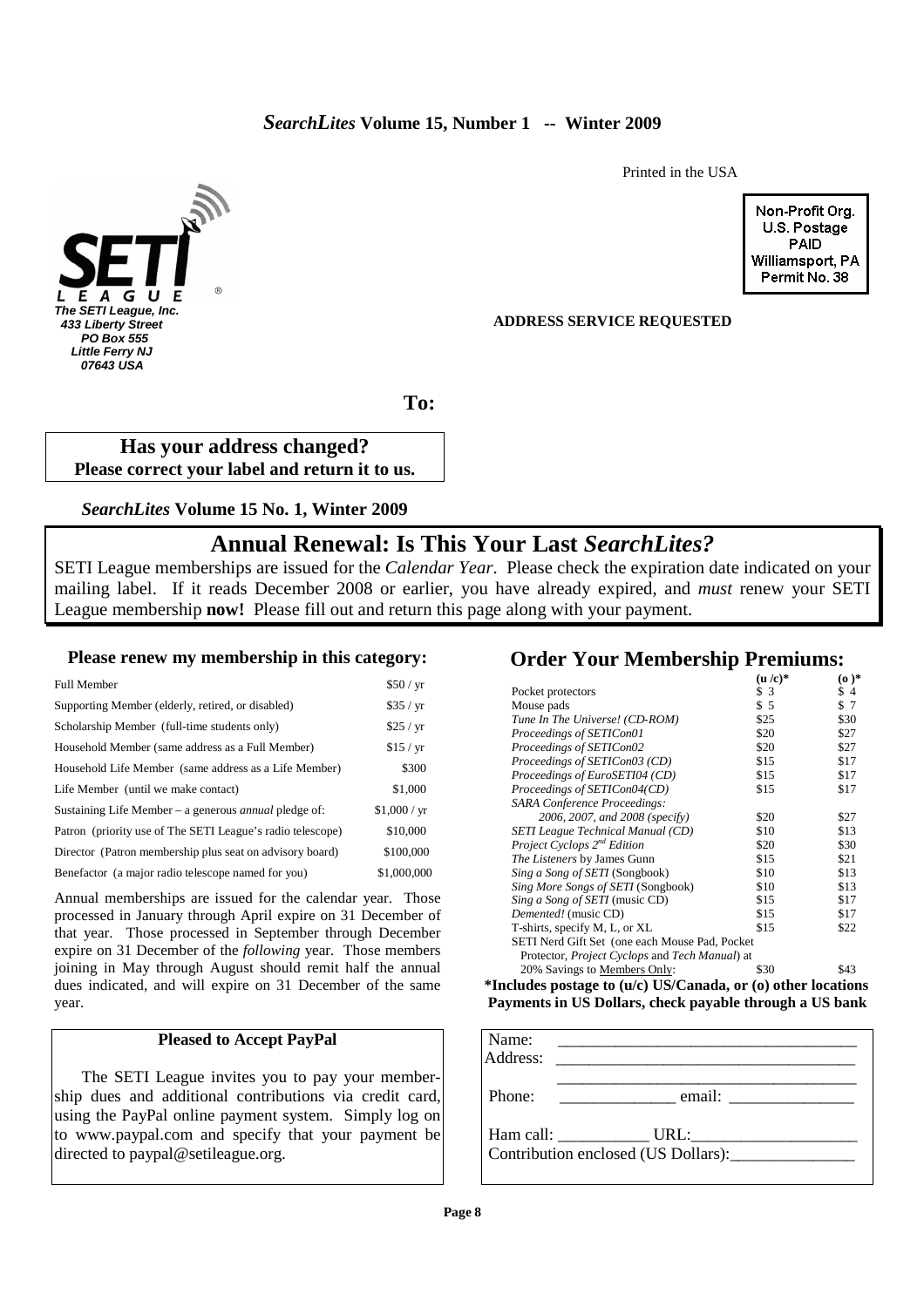***SearchLites*** **Volume 15, Number 1 -- Winter 2009**

Printed in the USA

Non-Profit Org.
U.S. Postage
PAID
Williamsport, PA
Permit No. 38

***The SETI League, Inc.***
***433 Liberty Street***
***PO Box 555***
***Little Ferry NJ***
***07643 USA***

**ADDRESS SERVICE REQUESTED**

**To:**

**Has your address changed?**
**Please correct your label and return it to us.**

***SearchLites*** **Volume 15 No. 1, Winter 2009**

# Annual Renewal: Is This Your Last *SearchLites?*

SETI League memberships are issued for the *Calendar Year*. Please check the expiration date indicated on your mailing label. If it reads December 2008 or earlier, you have already expired, and *must* renew your SETI League membership **now!** Please fill out and return this page along with your payment.

## Please renew my membership in this category:

| | |
|---|---|
| Full Member | $50 / yr |
| Supporting Member (elderly, retired, or disabled) | $35 / yr |
| Scholarship Member (full-time students only) | $25 / yr |
| Household Member (same address as a Full Member) | $15 / yr |
| Household Life Member (same address as a Life Member) | $300 |
| Life Member (until we make contact) | $1,000 |
| Sustaining Life Member – a generous *annual* pledge of: | $1,000 / yr |
| Patron (priority use of The SETI League's radio telescope) | $10,000 |
| Director (Patron membership plus seat on advisory board) | $100,000 |
| Benefactor (a major radio telescope named for you) | $1,000,000 |

Annual memberships are issued for the calendar year. Those processed in January through April expire on 31 December of that year. Those processed in September through December expire on 31 December of the *following* year. Those members joining in May through August should remit half the annual dues indicated, and will expire on 31 December of the same year.

### Pleased to Accept PayPal

The SETI League invites you to pay your membership dues and additional contributions via credit card, using the PayPal online payment system. Simply log on to www.paypal.com and specify that your payment be directed to paypal@setileague.org.

## Order Your Membership Premiums:

| | (u /c)* | (o )* |
|---|---|---|
| Pocket protectors | $ 3 | $ 4 |
| Mouse pads | $ 5 | $ 7 |
| *Tune In The Universe! (CD-ROM)* | $25 | $30 |
| *Proceedings of SETICon01* | $20 | $27 |
| *Proceedings of SETICon02* | $20 | $27 |
| *Proceedings of SETICon03 (CD)* | $15 | $17 |
| *Proceedings of EuroSETI04 (CD)* | $15 | $17 |
| *Proceedings of SETICon04(CD)* | $15 | $17 |
| *SARA Conference Proceedings: 2006, 2007, and 2008 (specify)* | $20 | $27 |
| *SETI League Technical Manual (CD)* | $10 | $13 |
| *Project Cyclops 2nd Edition* | $20 | $30 |
| *The Listeners* by James Gunn | $15 | $21 |
| *Sing a Song of SETI* (Songbook) | $10 | $13 |
| *Sing More Songs of SETI* (Songbook) | $10 | $13 |
| *Sing a Song of SETI* (music CD) | $15 | $17 |
| *Demented!* (music CD) | $15 | $17 |
| T-shirts, specify M, L, or XL | $15 | $22 |
| SETI Nerd Gift Set (one each Mouse Pad, Pocket Protector, *Project Cyclops* and *Tech Manual*) at 20% Savings to Members Only: | $30 | $43 |

**\*Includes postage to (u/c) US/Canada, or (o) other locations**
**Payments in US Dollars, check payable through a US bank**

Name: ______________________________________
Address: ______________________________________
______________________________________
Phone: ______________ email: _______________
Ham call: ___________ URL:____________________
Contribution enclosed (US Dollars):_______________